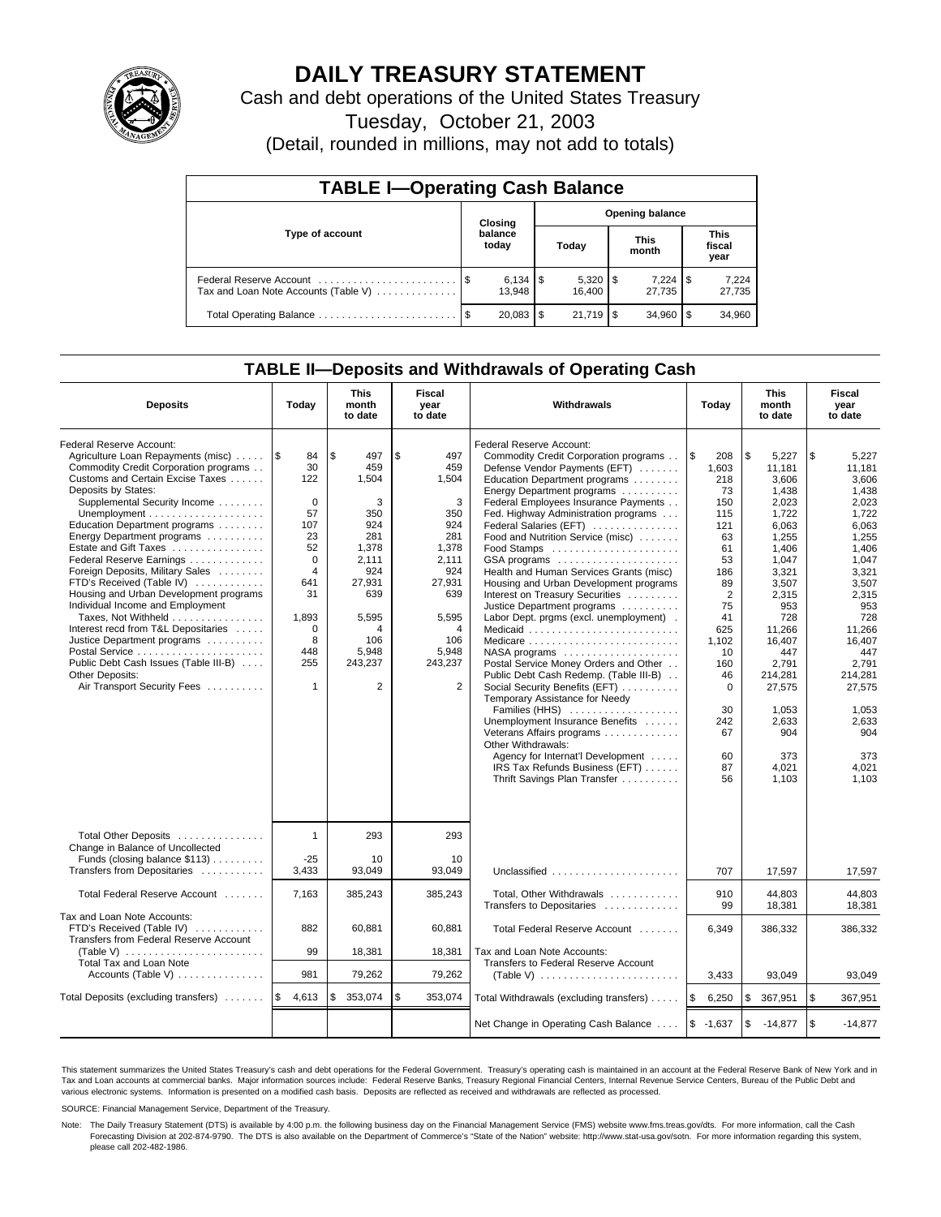# DAILY TREASURY STATEMENT

Cash and debt operations of the United States Treasury

Tuesday, October 21, 2003

(Detail, rounded in millions, may not add to totals)

## TABLE I—Operating Cash Balance

| Type of account | Closing balance today | Opening balance Today | Opening balance This month | Opening balance This fiscal year |
|---|---|---|---|---|
| Federal Reserve Account | $ 6,134 | $ 5,320 | $ 7,224 | $ 7,224 |
| Tax and Loan Note Accounts (Table V) | 13,948 | 16,400 | 27,735 | 27,735 |
| Total Operating Balance | $ 20,083 | $ 21,719 | $ 34,960 | $ 34,960 |

## TABLE II—Deposits and Withdrawals of Operating Cash

| Deposits | Today | This month to date | Fiscal year to date | Withdrawals | Today | This month to date | Fiscal year to date |
|---|---|---|---|---|---|---|---|
| Federal Reserve Account: | | | | Federal Reserve Account: | | | |
| Agriculture Loan Repayments (misc) | $ 84 | $ 497 | $ 497 | Commodity Credit Corporation programs | $ 208 | $ 5,227 | $ 5,227 |
| Commodity Credit Corporation programs | 30 | 459 | 459 | Defense Vendor Payments (EFT) | 1,603 | 11,181 | 11,181 |
| Customs and Certain Excise Taxes | 122 | 1,504 | 1,504 | Education Department programs | 218 | 3,606 | 3,606 |
| Deposits by States: | | | | Energy Department programs | 73 | 1,438 | 1,438 |
| Supplemental Security Income | 0 | 3 | 3 | Federal Employees Insurance Payments | 150 | 2,023 | 2,023 |
| Unemployment | 57 | 350 | 350 | Fed. Highway Administration programs | 115 | 1,722 | 1,722 |
| Education Department programs | 107 | 924 | 924 | Federal Salaries (EFT) | 121 | 6,063 | 6,063 |
| Energy Department programs | 23 | 281 | 281 | Food and Nutrition Service (misc) | 63 | 1,255 | 1,255 |
| Estate and Gift Taxes | 52 | 1,378 | 1,378 | Food Stamps | 61 | 1,406 | 1,406 |
| Federal Reserve Earnings | 0 | 2,111 | 2,111 | GSA programs | 53 | 1,047 | 1,047 |
| Foreign Deposits, Military Sales | 4 | 924 | 924 | Health and Human Services Grants (misc) | 186 | 3,321 | 3,321 |
| FTD's Received (Table IV) | 641 | 27,931 | 27,931 | Housing and Urban Development programs | 89 | 3,507 | 3,507 |
| Housing and Urban Development programs | 31 | 639 | 639 | Interest on Treasury Securities | 2 | 2,315 | 2,315 |
| Individual Income and Employment | | | | Justice Department programs | 75 | 953 | 953 |
| Taxes, Not Withheld | 1,893 | 5,595 | 5,595 | Labor Dept. prgms (excl. unemployment) | 41 | 728 | 728 |
| Interest recd from T&L Depositaries | 0 | 4 | 4 | Medicaid | 625 | 11,266 | 11,266 |
| Justice Department programs | 8 | 106 | 106 | Medicare | 1,102 | 16,407 | 16,407 |
| Postal Service | 448 | 5,948 | 5,948 | NASA programs | 10 | 447 | 447 |
| Public Debt Cash Issues (Table III-B) | 255 | 243,237 | 243,237 | Postal Service Money Orders and Other | 160 | 2,791 | 2,791 |
| Other Deposits: | | | | Public Debt Cash Redemp. (Table III-B) | 46 | 214,281 | 214,281 |
| Air Transport Security Fees | 1 | 2 | 2 | Social Security Benefits (EFT) | 0 | 27,575 | 27,575 |
| | | | | Temporary Assistance for Needy Families (HHS) | 30 | 1,053 | 1,053 |
| | | | | Unemployment Insurance Benefits | 242 | 2,633 | 2,633 |
| | | | | Veterans Affairs programs | 67 | 904 | 904 |
| | | | | Other Withdrawals: | | | |
| | | | | Agency for Internat'l Development | 60 | 373 | 373 |
| | | | | IRS Tax Refunds Business (EFT) | 87 | 4,021 | 4,021 |
| | | | | Thrift Savings Plan Transfer | 56 | 1,103 | 1,103 |
| Total Other Deposits | 1 | 293 | 293 | | | | |
| Change in Balance of Uncollected Funds (closing balance $113) | -25 | 10 | 10 | | | | |
| Transfers from Depositaries | 3,433 | 93,049 | 93,049 | Unclassified | 707 | 17,597 | 17,597 |
| Total Federal Reserve Account | 7,163 | 385,243 | 385,243 | Total, Other Withdrawals | 910 | 44,803 | 44,803 |
| | | | | Transfers to Depositaries | 99 | 18,381 | 18,381 |
| Tax and Loan Note Accounts: | | | | | | | |
| FTD's Received (Table IV) | 882 | 60,881 | 60,881 | Total Federal Reserve Account | 6,349 | 386,332 | 386,332 |
| Transfers from Federal Reserve Account (Table V) | 99 | 18,381 | 18,381 | Tax and Loan Note Accounts: | | | |
| Total Tax and Loan Note Accounts (Table V) | 981 | 79,262 | 79,262 | Transfers to Federal Reserve Account (Table V) | 3,433 | 93,049 | 93,049 |
| Total Deposits (excluding transfers) | $ 4,613 | $ 353,074 | $ 353,074 | Total Withdrawals (excluding transfers) | $ 6,250 | $ 367,951 | $ 367,951 |
| | | | | Net Change in Operating Cash Balance | $ -1,637 | $ -14,877 | $ -14,877 |

This statement summarizes the United States Treasury's cash and debt operations for the Federal Government. Treasury's operating cash is maintained in an account at the Federal Reserve Bank of New York and in Tax and Loan accounts at commercial banks. Major information sources include: Federal Reserve Banks, Treasury Regional Financial Centers, Internal Revenue Service Centers, Bureau of the Public Debt and various electronic systems. Information is presented on a modified cash basis. Deposits are reflected as received and withdrawals are reflected as processed.

SOURCE: Financial Management Service, Department of the Treasury.

Note: The Daily Treasury Statement (DTS) is available by 4:00 p.m. the following business day on the Financial Management Service (FMS) website www.fms.treas.gov/dts. For more information, call the Cash Forecasting Division at 202-874-9790. The DTS is also available on the Department of Commerce's "State of the Nation" website: http://www.stat-usa.gov/sotn. For more information regarding this system, please call 202-482-1986.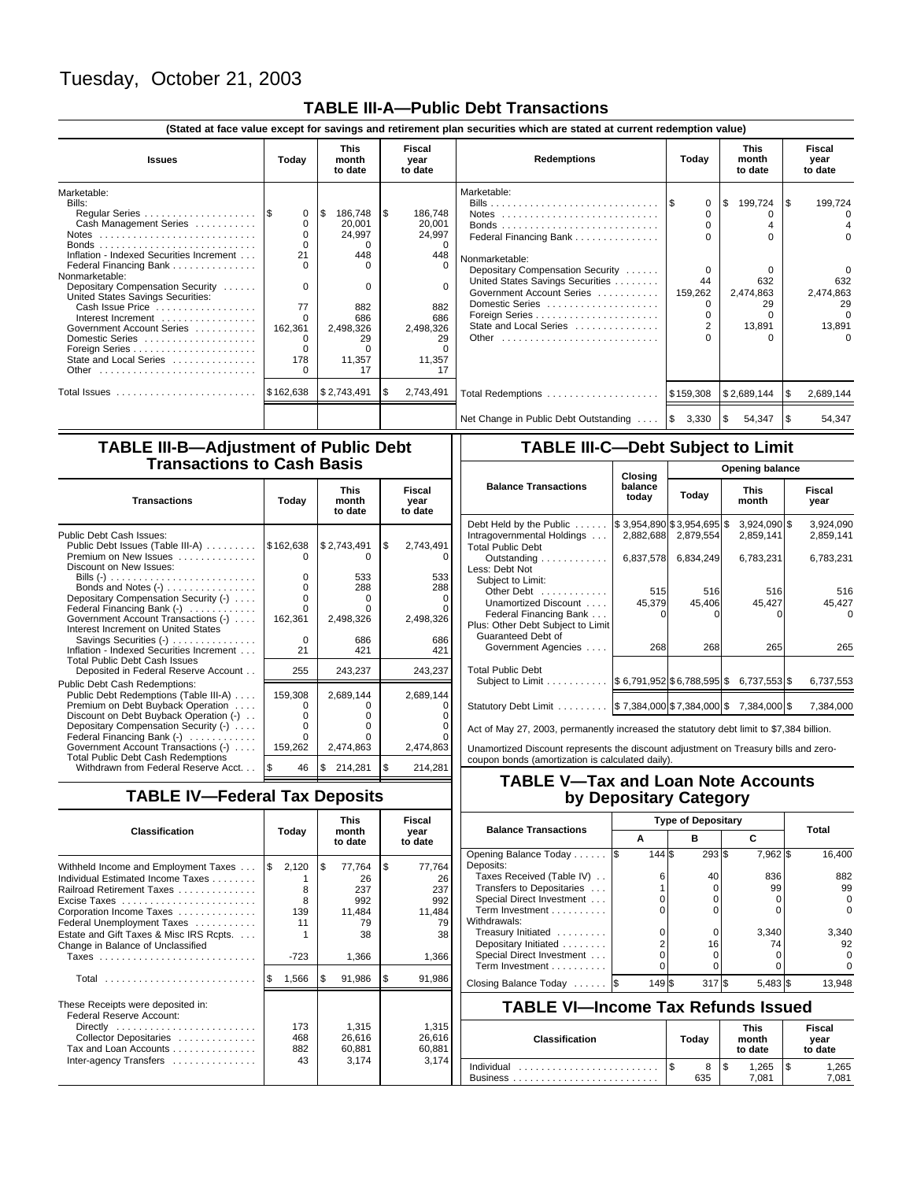# Tuesday, October 21, 2003

## TABLE III-A—Public Debt Transactions

(Stated at face value except for savings and retirement plan securities which are stated at current redemption value)

| Issues | Today | This month to date | Fiscal year to date |
|---|---|---|---|
| Marketable: | | | |
| Bills: | | | |
| Regular Series | $ 0 | $ 186,748 | $ 186,748 |
| Cash Management Series | 0 | 20,001 | 20,001 |
| Notes | 0 | 24,997 | 24,997 |
| Bonds | 0 | 0 | 0 |
| Inflation - Indexed Securities Increment | 21 | 448 | 448 |
| Federal Financing Bank | 0 | 0 | 0 |
| Nonmarketable: | | | |
| Depositary Compensation Security | 0 | 0 | 0 |
| United States Savings Securities: | | | |
| Cash Issue Price | 77 | 882 | 882 |
| Interest Increment | 0 | 686 | 686 |
| Government Account Series | 162,361 | 2,498,326 | 2,498,326 |
| Domestic Series | 0 | 29 | 29 |
| Foreign Series | 0 | 0 | 0 |
| State and Local Series | 178 | 11,357 | 11,357 |
| Other | 0 | 17 | 17 |
| Total Issues | $162,638 | $2,743,491 | $ 2,743,491 |

| Redemptions | Today | This month to date | Fiscal year to date |
|---|---|---|---|
| Marketable: | | | |
| Bills | $ 0 | $ 199,724 | $ 199,724 |
| Notes | 0 | 0 | 0 |
| Bonds | 0 | 4 | 4 |
| Federal Financing Bank | 0 | 0 | 0 |
| Nonmarketable: | | | |
| Depositary Compensation Security | 0 | 0 | 0 |
| United States Savings Securities | 44 | 632 | 632 |
| Government Account Series | 159,262 | 2,474,863 | 2,474,863 |
| Domestic Series | 0 | 29 | 29 |
| Foreign Series | 0 | 0 | 0 |
| State and Local Series | 2 | 13,891 | 13,891 |
| Other | 0 | 0 | 0 |
| Total Redemptions | $159,308 | $2,689,144 | $ 2,689,144 |
| Net Change in Public Debt Outstanding | $ 3,330 | $ 54,347 | $ 54,347 |

## TABLE III-B—Adjustment of Public Debt Transactions to Cash Basis

| Transactions | Today | This month to date | Fiscal year to date |
|---|---|---|---|
| Public Debt Cash Issues: | | | |
| Public Debt Issues (Table III-A) | $162,638 | $2,743,491 | $ 2,743,491 |
| Premium on New Issues | 0 | 0 | 0 |
| Discount on New Issues: | | | |
| Bills (-) | 0 | 533 | 533 |
| Bonds and Notes (-) | 0 | 288 | 288 |
| Depositary Compensation Security (-) | 0 | 0 | 0 |
| Federal Financing Bank (-) | 0 | 0 | 0 |
| Government Account Transactions (-) | 162,361 | 2,498,326 | 2,498,326 |
| Interest Increment on United States Savings Securities (-) | 0 | 686 | 686 |
| Inflation - Indexed Securities Increment | 21 | 421 | 421 |
| Total Public Debt Cash Issues Deposited in Federal Reserve Account | 255 | 243,237 | 243,237 |
| Public Debt Cash Redemptions: | | | |
| Public Debt Redemptions (Table III-A) | 159,308 | 2,689,144 | 2,689,144 |
| Premium on Debt Buyback Operation | 0 | 0 | 0 |
| Discount on Debt Buyback Operation (-) | 0 | 0 | 0 |
| Depositary Compensation Security (-) | 0 | 0 | 0 |
| Federal Financing Bank (-) | 0 | 0 | 0 |
| Government Account Transactions (-) | 159,262 | 2,474,863 | 2,474,863 |
| Total Public Debt Cash Redemptions Withdrawn from Federal Reserve Acct. | $ 46 | $ 214,281 | $ 214,281 |

## TABLE III-C—Debt Subject to Limit

| Balance Transactions | Closing balance today | Opening balance Today | Opening balance This month | Opening balance Fiscal year |
|---|---|---|---|---|
| Debt Held by the Public | $ 3,954,890 | $ 3,954,695 | $ 3,924,090 | $ 3,924,090 |
| Intragovernmental Holdings | 2,882,688 | 2,879,554 | 2,859,141 | 2,859,141 |
| Total Public Debt Outstanding | 6,837,578 | 6,834,249 | 6,783,231 | 6,783,231 |
| Less: Debt Not Subject to Limit: | | | | |
| Other Debt | 515 | 516 | 516 | 516 |
| Unamortized Discount | 45,379 | 45,406 | 45,427 | 45,427 |
| Federal Financing Bank | 0 | 0 | 0 | 0 |
| Plus: Other Debt Subject to Limit Guaranteed Debt of Government Agencies | 268 | 268 | 265 | 265 |
| Total Public Debt Subject to Limit | $ 6,791,952 | $ 6,788,595 | $ 6,737,553 | $ 6,737,553 |
| Statutory Debt Limit | $ 7,384,000 | $ 7,384,000 | $ 7,384,000 | $ 7,384,000 |

Act of May 27, 2003, permanently increased the statutory debt limit to $7,384 billion.

Unamortized Discount represents the discount adjustment on Treasury bills and zero-coupon bonds (amortization is calculated daily).

## TABLE IV—Federal Tax Deposits

| Classification | Today | This month to date | Fiscal year to date |
|---|---|---|---|
| Withheld Income and Employment Taxes | $ 2,120 | $ 77,764 | $ 77,764 |
| Individual Estimated Income Taxes | 1 | 26 | 26 |
| Railroad Retirement Taxes | 8 | 237 | 237 |
| Excise Taxes | 8 | 992 | 992 |
| Corporation Income Taxes | 139 | 11,484 | 11,484 |
| Federal Unemployment Taxes | 11 | 79 | 79 |
| Estate and Gift Taxes & Misc IRS Rcpts. | 1 | 38 | 38 |
| Change in Balance of Unclassified Taxes | -723 | 1,366 | 1,366 |
| Total | $ 1,566 | $ 91,986 | $ 91,986 |
| These Receipts were deposited in: | | | |
| Federal Reserve Account: | | | |
| Directly | 173 | 1,315 | 1,315 |
| Collector Depositaries | 468 | 26,616 | 26,616 |
| Tax and Loan Accounts | 882 | 60,881 | 60,881 |
| Inter-agency Transfers | 43 | 3,174 | 3,174 |

## TABLE V—Tax and Loan Note Accounts by Depositary Category

| Balance Transactions | Type of Depositary A | B | C | Total |
|---|---|---|---|---|
| Opening Balance Today | $ 144 | $ 293 | $ 7,962 | $ 16,400 |
| Deposits: | | | | |
| Taxes Received (Table IV) | 6 | 40 | 836 | 882 |
| Transfers to Depositaries | 1 | 0 | 99 | 99 |
| Special Direct Investment | 0 | 0 | 0 | 0 |
| Term Investment | 0 | 0 | 0 | 0 |
| Withdrawals: | | | | |
| Treasury Initiated | 0 | 0 | 3,340 | 3,340 |
| Depositary Initiated | 2 | 16 | 74 | 92 |
| Special Direct Investment | 0 | 0 | 0 | 0 |
| Term Investment | 0 | 0 | 0 | 0 |
| Closing Balance Today | $ 149 | $ 317 | $ 5,483 | $ 13,948 |

## TABLE VI—Income Tax Refunds Issued

| Classification | Today | This month to date | Fiscal year to date |
|---|---|---|---|
| Individual | $ 8 | $ 1,265 | $ 1,265 |
| Business | 635 | 7,081 | 7,081 |